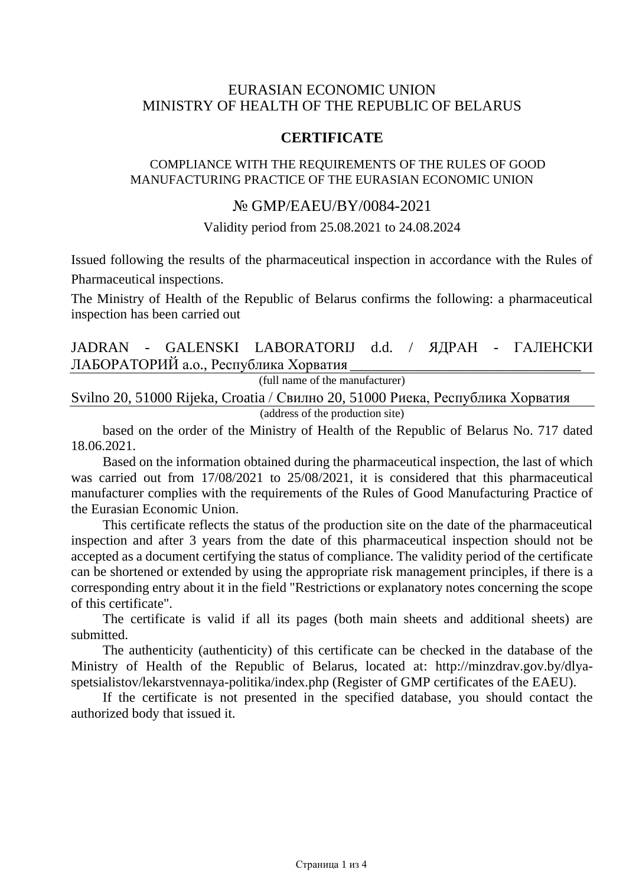EURASIAN ECONOMIC UNION
MINISTRY OF HEALTH OF THE REPUBLIC OF BELARUS

# CERTIFICATE

COMPLIANCE WITH THE REQUIREMENTS OF THE RULES OF GOOD MANUFACTURING PRACTICE OF THE EURASIAN ECONOMIC UNION

№ GMP/EAEU/BY/0084-2021

Validity period from 25.08.2021 to 24.08.2024

Issued following the results of the pharmaceutical inspection in accordance with the Rules of Pharmaceutical inspections.

The Ministry of Health of the Republic of Belarus confirms the following: a pharmaceutical inspection has been carried out

JADRAN - GALENSKI LABORATORIJ d.d. / ЯДРАН - ГАЛЕНСКИ ЛАБОРАТОРИЙ а.о., Республика Хорватия

(full name of the manufacturer)

Svilno 20, 51000 Rijeka, Croatia / Свилно 20, 51000 Риека, Республика Хорватия

(address of the production site)

based on the order of the Ministry of Health of the Republic of Belarus No. 717 dated 18.06.2021.

Based on the information obtained during the pharmaceutical inspection, the last of which was carried out from 17/08/2021 to 25/08/2021, it is considered that this pharmaceutical manufacturer complies with the requirements of the Rules of Good Manufacturing Practice of the Eurasian Economic Union.

This certificate reflects the status of the production site on the date of the pharmaceutical inspection and after 3 years from the date of this pharmaceutical inspection should not be accepted as a document certifying the status of compliance. The validity period of the certificate can be shortened or extended by using the appropriate risk management principles, if there is a corresponding entry about it in the field "Restrictions or explanatory notes concerning the scope of this certificate".

The certificate is valid if all its pages (both main sheets and additional sheets) are submitted.

The authenticity (authenticity) of this certificate can be checked in the database of the Ministry of Health of the Republic of Belarus, located at: http://minzdrav.gov.by/dlya-spetsialistov/lekarstvennaya-politika/index.php (Register of GMP certificates of the EAEU).

If the certificate is not presented in the specified database, you should contact the authorized body that issued it.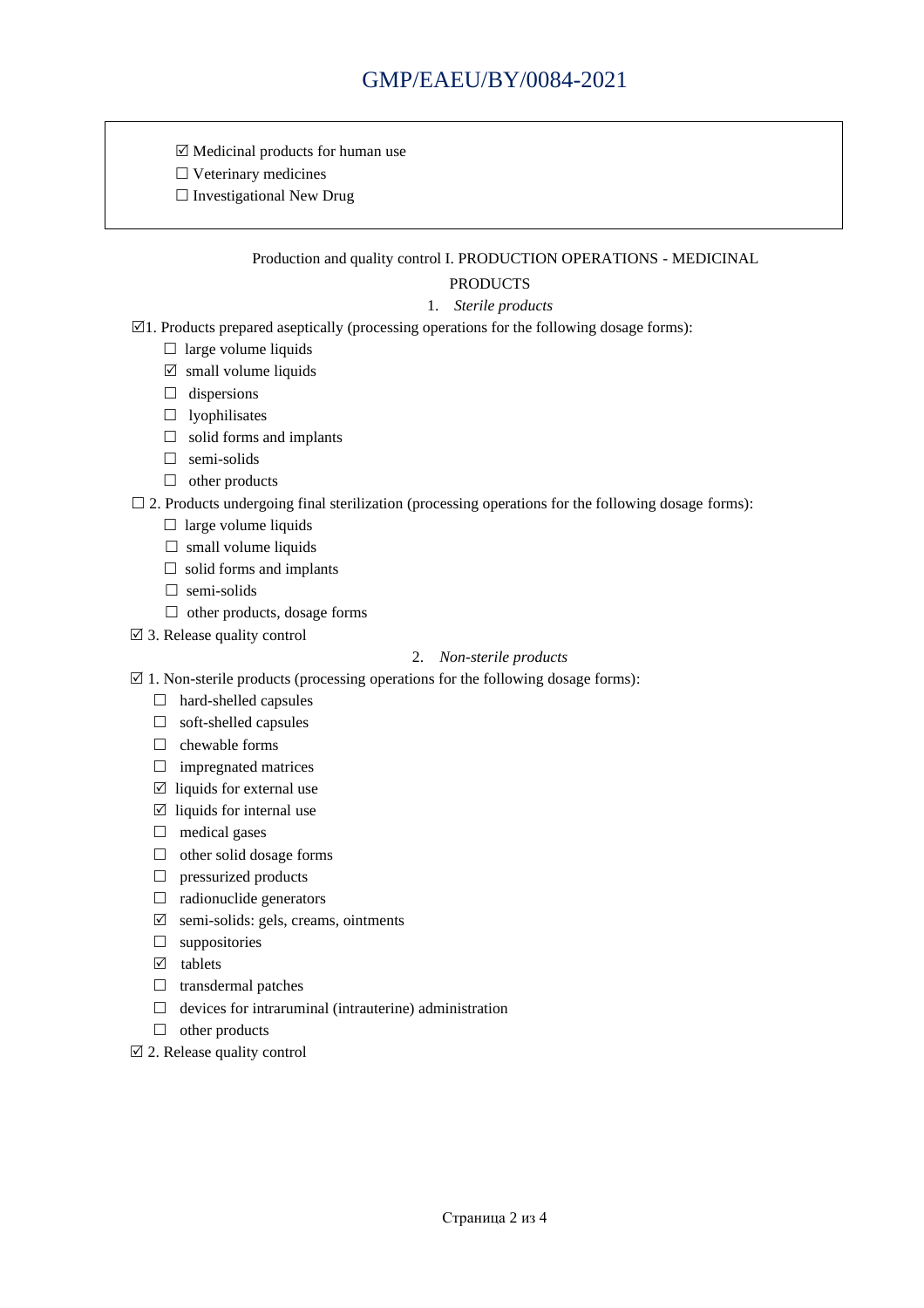# GMP/EAEU/BY/0084-2021

☑ Medicinal products for human use
☐ Veterinary medicines
☐ Investigational New Drug

Production and quality control I. PRODUCTION OPERATIONS - MEDICINAL PRODUCTS

1. *Sterile products*

☑1. Products prepared aseptically (processing operations for the following dosage forms):

- ☐ large volume liquids
- ☑ small volume liquids
- ☐ dispersions
- ☐ lyophilisates
- ☐ solid forms and implants
- ☐ semi-solids
- ☐ other products

☐ 2. Products undergoing final sterilization (processing operations for the following dosage forms):

- ☐ large volume liquids
- ☐ small volume liquids
- ☐ solid forms and implants
- ☐ semi-solids
- ☐ other products, dosage forms

☑ 3. Release quality control

2. *Non-sterile products*

☑ 1. Non-sterile products (processing operations for the following dosage forms):

- ☐ hard-shelled capsules
- ☐ soft-shelled capsules
- ☐ chewable forms
- ☐ impregnated matrices
- ☑ liquids for external use
- ☑ liquids for internal use
- ☐ medical gases
- ☐ other solid dosage forms
- ☐ pressurized products
- ☐ radionuclide generators
- ☑ semi-solids: gels, creams, ointments
- ☐ suppositories
- ☑ tablets
- ☐ transdermal patches
- ☐ devices for intraruminal (intrauterine) administration
- ☐ other products

☑ 2. Release quality control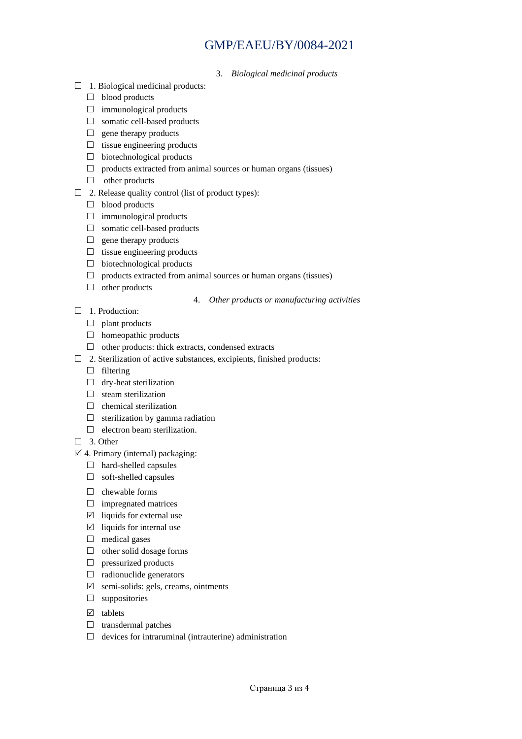3. *Biological medicinal products*

- ☐ 1. Biological medicinal products:
  - ☐ blood products
  - ☐ immunological products
  - ☐ somatic cell-based products
  - ☐ gene therapy products
  - ☐ tissue engineering products
  - ☐ biotechnological products
  - ☐ products extracted from animal sources or human organs (tissues)
  - ☐ other products
- ☐ 2. Release quality control (list of product types):
  - ☐ blood products
  - ☐ immunological products
  - ☐ somatic cell-based products
  - ☐ gene therapy products
  - ☐ tissue engineering products
  - ☐ biotechnological products
  - ☐ products extracted from animal sources or human organs (tissues)
  - ☐ other products

4. *Other products or manufacturing activities*

- ☐ 1. Production:
  - ☐ plant products
  - ☐ homeopathic products
  - ☐ other products: thick extracts, condensed extracts
- ☐ 2. Sterilization of active substances, excipients, finished products:
  - ☐ filtering
  - ☐ dry-heat sterilization
  - ☐ steam sterilization
  - ☐ chemical sterilization
  - ☐ sterilization by gamma radiation
  - ☐ electron beam sterilization.
- ☐ 3. Other
- ☑ 4. Primary (internal) packaging:
  - ☐ hard-shelled capsules
  - ☐ soft-shelled capsules
  - ☐ chewable forms
  - ☐ impregnated matrices
  - ☑ liquids for external use
  - ☑ liquids for internal use
  - ☐ medical gases
  - ☐ other solid dosage forms
  - ☐ pressurized products
  - ☐ radionuclide generators
  - ☑ semi-solids: gels, creams, ointments
  - ☐ suppositories
  - ☑ tablets
  - ☐ transdermal patches
  - ☐ devices for intraruminal (intrauterine) administration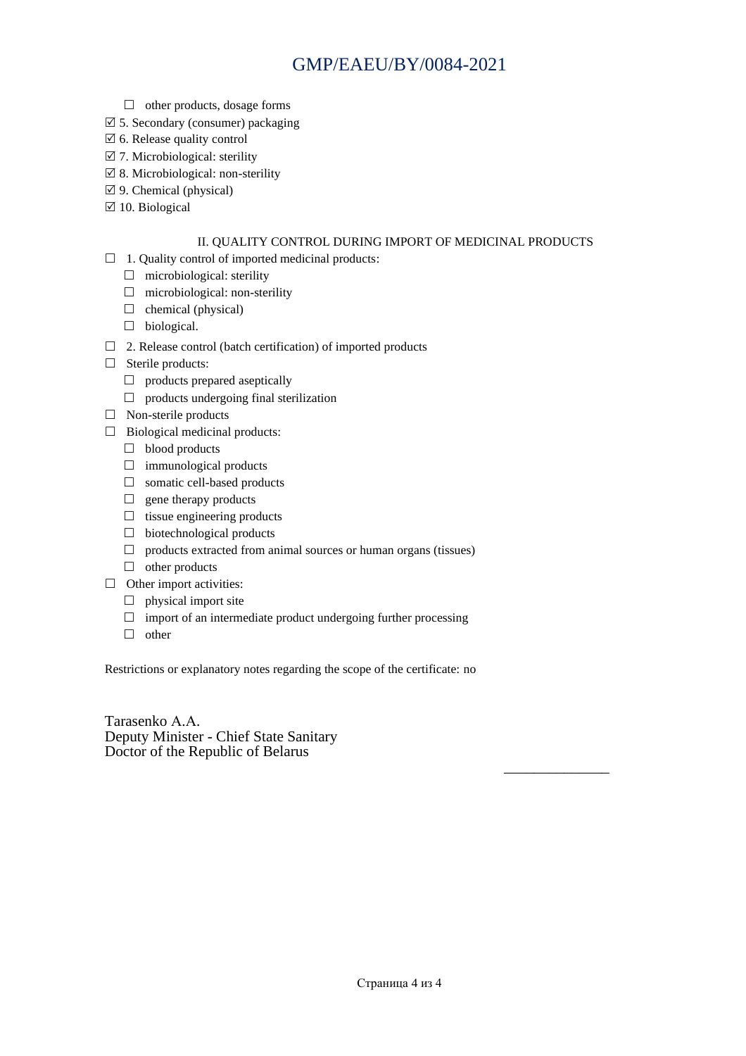- ☐ other products, dosage forms

☑ 5. Secondary (consumer) packaging
☑ 6. Release quality control
☑ 7. Microbiological: sterility
☑ 8. Microbiological: non-sterility
☑ 9. Chemical (physical)
☑ 10. Biological

## II. QUALITY CONTROL DURING IMPORT OF MEDICINAL PRODUCTS

☐ 1. Quality control of imported medicinal products:
- ☐ microbiological: sterility
- ☐ microbiological: non-sterility
- ☐ chemical (physical)
- ☐ biological.

☐ 2. Release control (batch certification) of imported products

☐ Sterile products:
- ☐ products prepared aseptically
- ☐ products undergoing final sterilization

☐ Non-sterile products

☐ Biological medicinal products:
- ☐ blood products
- ☐ immunological products
- ☐ somatic cell-based products
- ☐ gene therapy products
- ☐ tissue engineering products
- ☐ biotechnological products
- ☐ products extracted from animal sources or human organs (tissues)
- ☐ other products

☐ Other import activities:
- ☐ physical import site
- ☐ import of an intermediate product undergoing further processing
- ☐ other

Restrictions or explanatory notes regarding the scope of the certificate: no

Tarasenko A.A.
Deputy Minister - Chief State Sanitary
Doctor of the Republic of Belarus

_______________